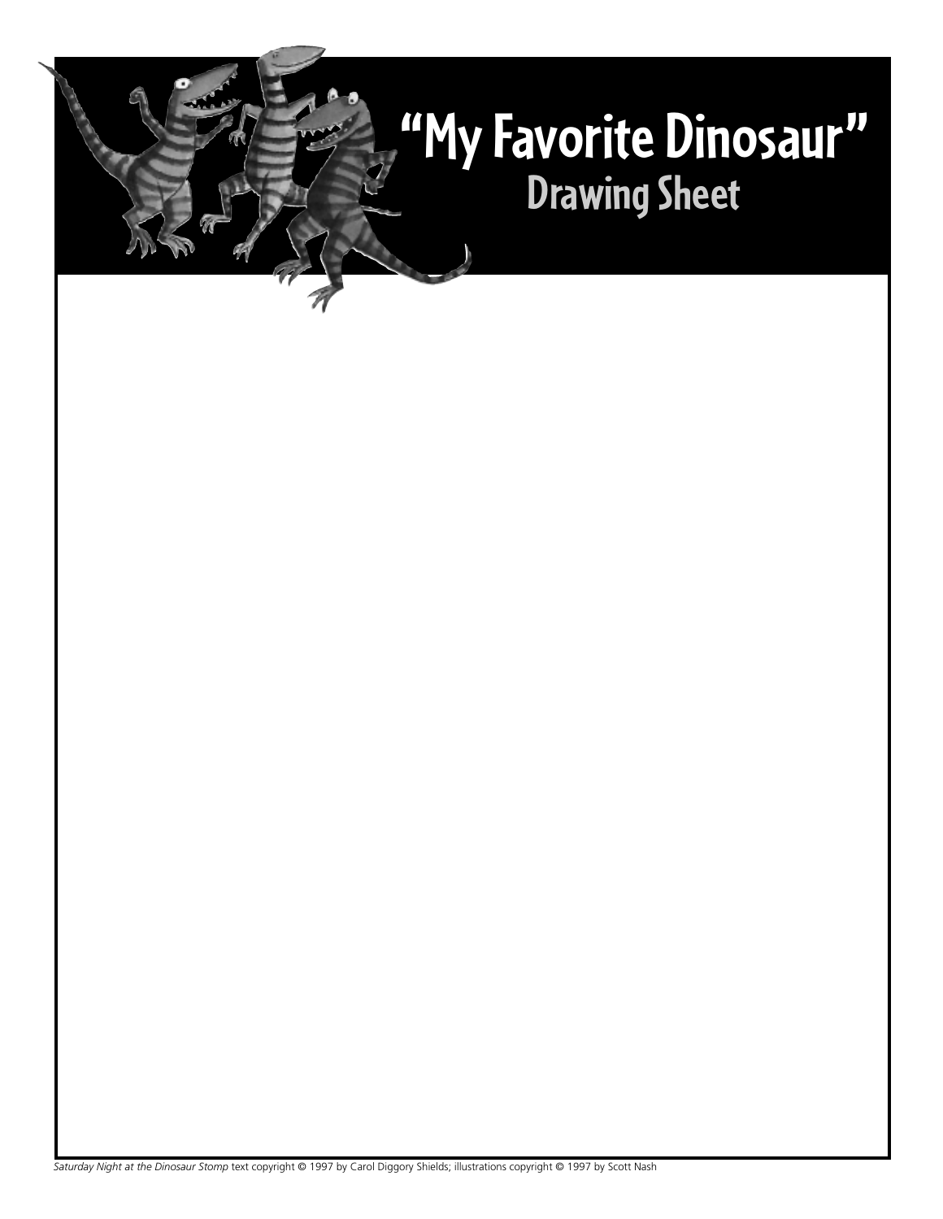# "My Favorite Dinosaur"

## Drawing Sheet

*Saturday Night at the Dinosaur Stomp* text copyright © 1997 by Carol Diggory Shields; illustrations copyright © 1997 by Scott Nash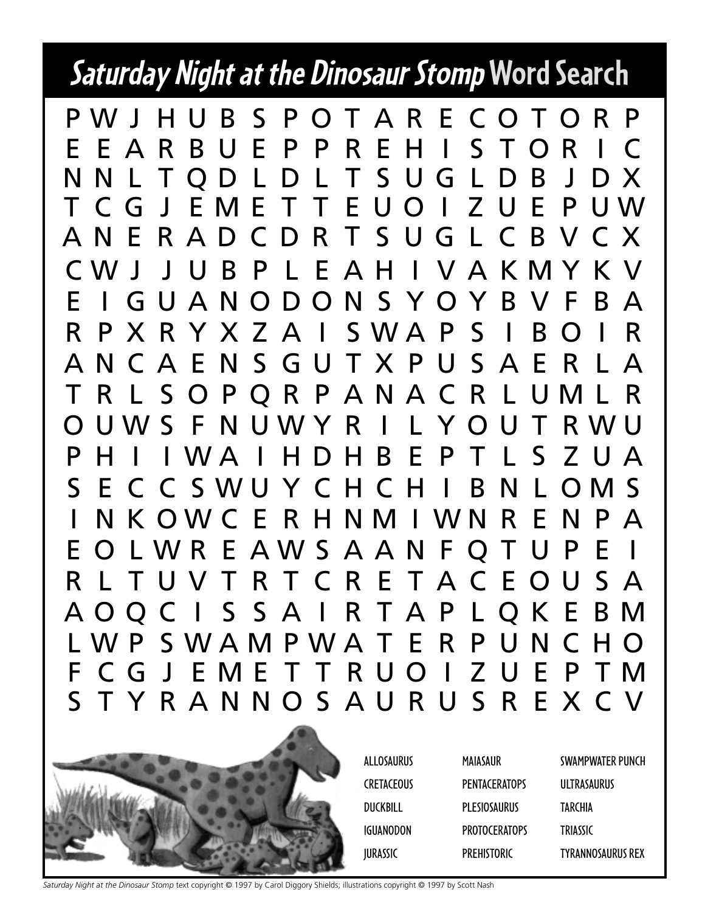# *Saturday Night at the Dinosaur Stomp* Word Search

```
P W J H U B S P O T A R E C O T O R P
E E A R B U E P P R E H I S T O R I C
N N L T Q D L D L T S U G L D B J D X
T C G J E M E T T E U O I Z U E P U W
A N E R A D C D R T S U G L C B V C X
C W J J U B P L E A H I V A K M Y K V
E I G U A N O D O N S Y O Y B V F B A
R P X R Y X Z A I S W A P S I B O I R
A N C A E N S G U T X P U S A E R L A
T R L S O P Q R P A N A C R L U M L R
O U W S F N U W Y R I L Y O U T R W U
P H I I W A I H D H B E P T L S Z U A
S E C C S W U Y C H C H I B N L O M S
I N K O W C E R H N M I W N R E N P A
E O L W R E A W S A A N F Q T U P E I
R L T U V T R T C R E T A C E O U S A
A O Q C I S S A I R T A P L Q K E B M
L W P S W A M P W A T E R P U N C H O
F C G J E M E T T R U O I Z U E P T M
S T Y R A N N O S A U R U S R E X C V
```

| | | |
|---|---|---|
| ALLOSAURUS | MAIASAUR | SWAMPWATER PUNCH |
| CRETACEOUS | PENTACERATOPS | ULTRASAURUS |
| DUCKBILL | PLESIOSAURUS | TARCHIA |
| IGUANODON | PROTOCERATOPS | TRIASSIC |
| JURASSIC | PREHISTORIC | TYRANNOSAURUS REX |

*Saturday Night at the Dinosaur Stomp* text copyright © 1997 by Carol Diggory Shields; illustrations copyright © 1997 by Scott Nash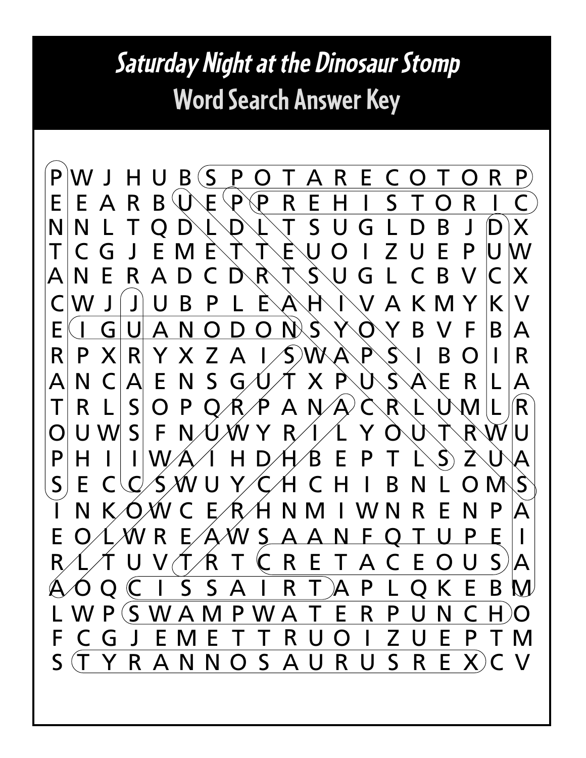# *Saturday Night at the Dinosaur Stomp*

## Word Search Answer Key

```
P W J H U B S P O T A R E C O T O R P
E E A R B U E P P R E H I S T O R I C
N N L T Q D L D L T S U G L D B J D X
T C G J E M E T T E U O I Z U E P U W
A N E R A D C D R T S U G L C B V C X
C W J J U B P L E A H I V A K M Y K V
E I G U A N O D O N S Y O Y B V F B A
R P X R Y X Z A I S W A P S I B O I R
A N C A E N S G U T X P U S A E R L A
T R L S O P Q R P A N A C R L U M L R
O U W S F N U W Y R I L Y O U T R W U
P H I I W A I H D H B E P T L S Z U A
S E C C S W U Y C H C H I B N L O M S
I N K O W C E R H N M I W N R E N P A
E O L W R E A W S A A N F Q T U P E I
R L T U V T R T C R E T A C E O U S A
A O Q C I S S A I R T A P L Q K E B M
L W P S W A M P W A T E R P U N C H O
F C G J E M E T T R U O I Z U E P T M
S T Y R A N N O S A U R U S R E X C V
```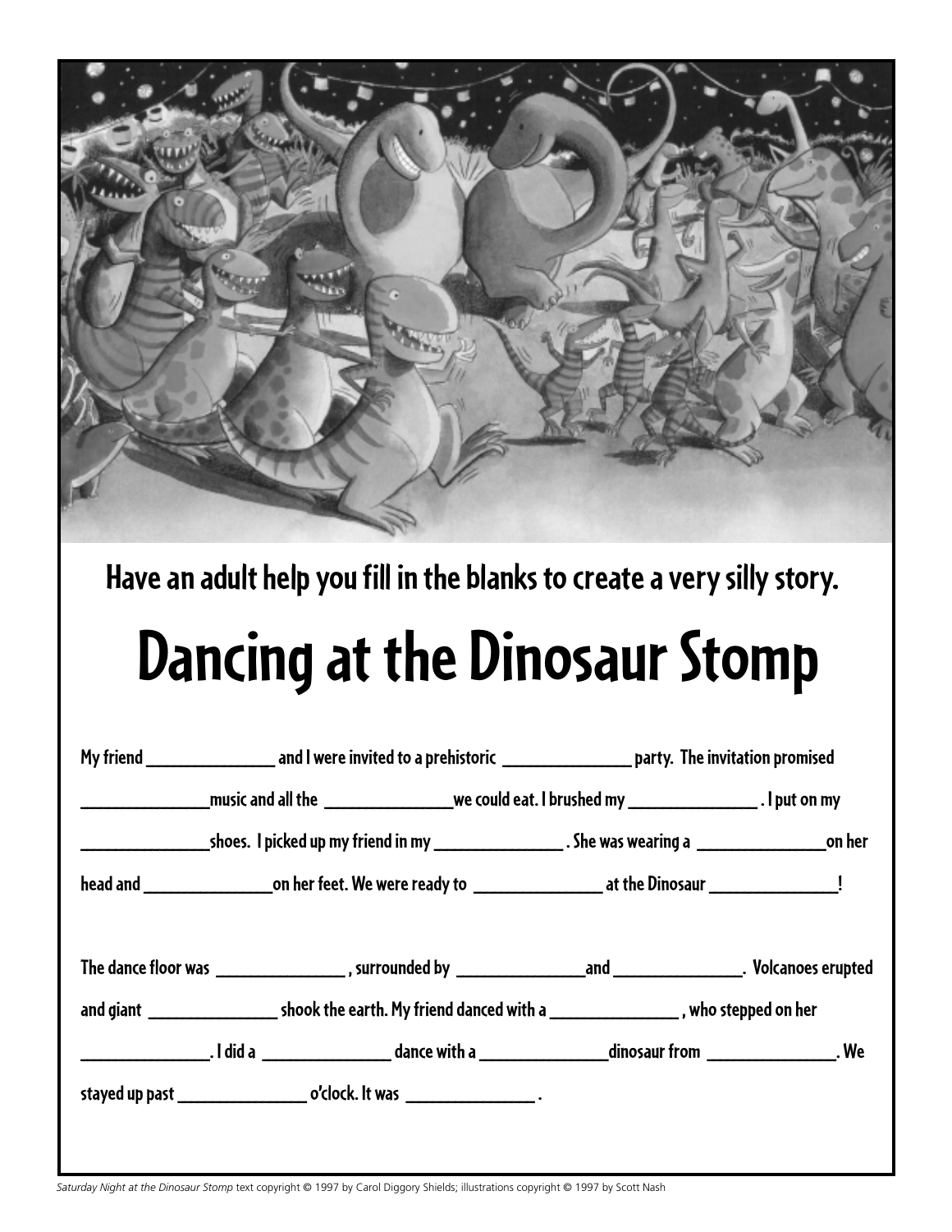Have an adult help you fill in the blanks to create a very silly story.

# Dancing at the Dinosaur Stomp

My friend ______________ and I were invited to a prehistoric ______________ party. The invitation promised ______________music and all the ______________we could eat. I brushed my ______________ . I put on my ______________shoes. I picked up my friend in my ______________ . She was wearing a ______________on her head and ______________on her feet. We were ready to ______________ at the Dinosaur ______________!

The dance floor was ______________ , surrounded by ______________and ______________. Volcanoes erupted and giant ______________ shook the earth. My friend danced with a ______________ , who stepped on her ______________. I did a ______________ dance with a ______________dinosaur from ______________. We stayed up past ______________ o'clock. It was ______________ .

*Saturday Night at the Dinosaur Stomp* text copyright © 1997 by Carol Diggory Shields; illustrations copyright © 1997 by Scott Nash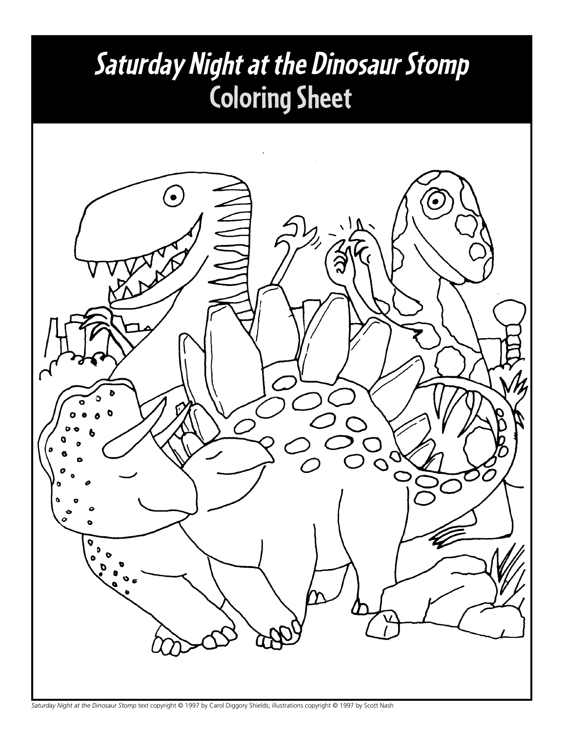# *Saturday Night at the Dinosaur Stomp* Coloring Sheet

*Saturday Night at the Dinosaur Stomp* text copyright © 1997 by Carol Diggory Shields; illustrations copyright © 1997 by Scott Nash